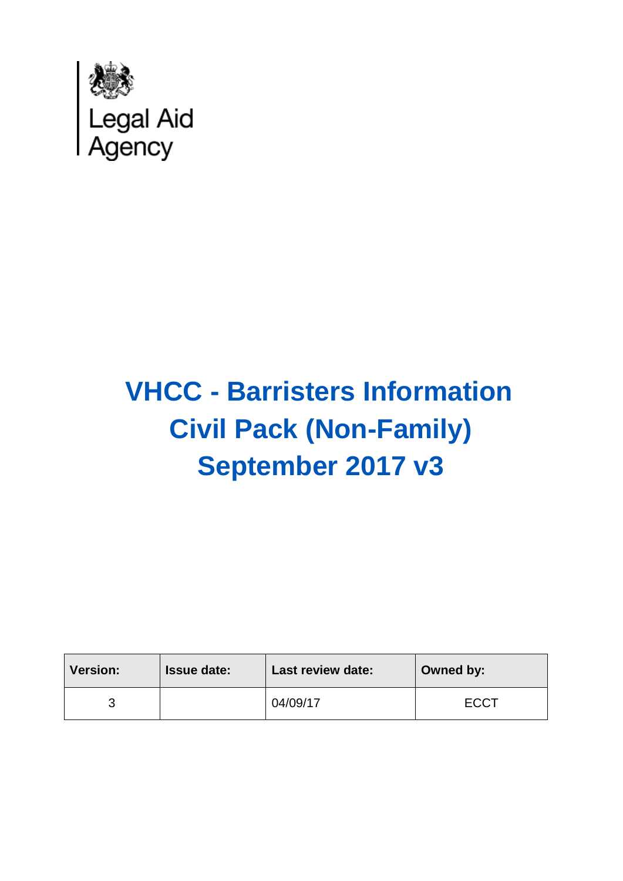Legal Aid Agency

# VHCC - Barristers Information Civil Pack (Non-Family) September 2017 v3

| Version: | Issue date: | Last review date: | Owned by: |
|---|---|---|---|
| 3 | | 04/09/17 | ECCT |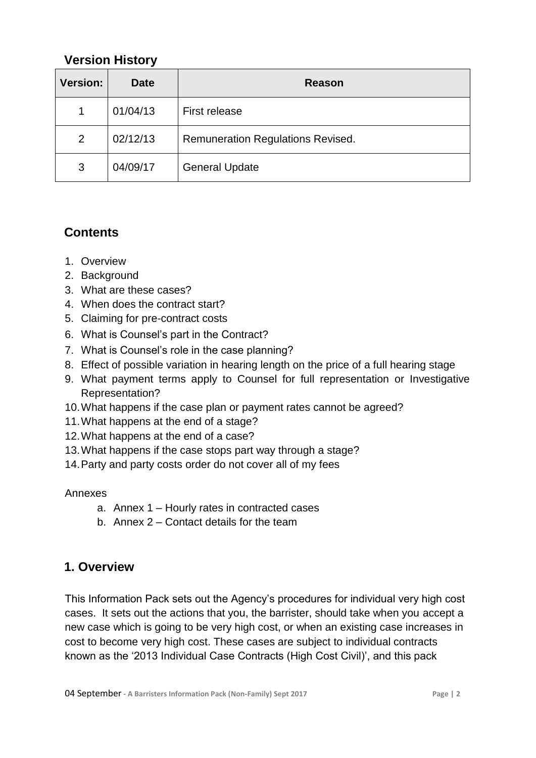## Version History

| Version: | Date | Reason |
|---|---|---|
| 1 | 01/04/13 | First release |
| 2 | 02/12/13 | Remuneration Regulations Revised. |
| 3 | 04/09/17 | General Update |

## Contents

1. Overview
2. Background
3. What are these cases?
4. When does the contract start?
5. Claiming for pre-contract costs
6. What is Counsel's part in the Contract?
7. What is Counsel's role in the case planning?
8. Effect of possible variation in hearing length on the price of a full hearing stage
9. What payment terms apply to Counsel for full representation or Investigative Representation?
10. What happens if the case plan or payment rates cannot be agreed?
11. What happens at the end of a stage?
12. What happens at the end of a case?
13. What happens if the case stops part way through a stage?
14. Party and party costs order do not cover all of my fees

Annexes

a. Annex 1 – Hourly rates in contracted cases
b. Annex 2 – Contact details for the team

## 1. Overview

This Information Pack sets out the Agency's procedures for individual very high cost cases. It sets out the actions that you, the barrister, should take when you accept a new case which is going to be very high cost, or when an existing case increases in cost to become very high cost. These cases are subject to individual contracts known as the '2013 Individual Case Contracts (High Cost Civil)', and this pack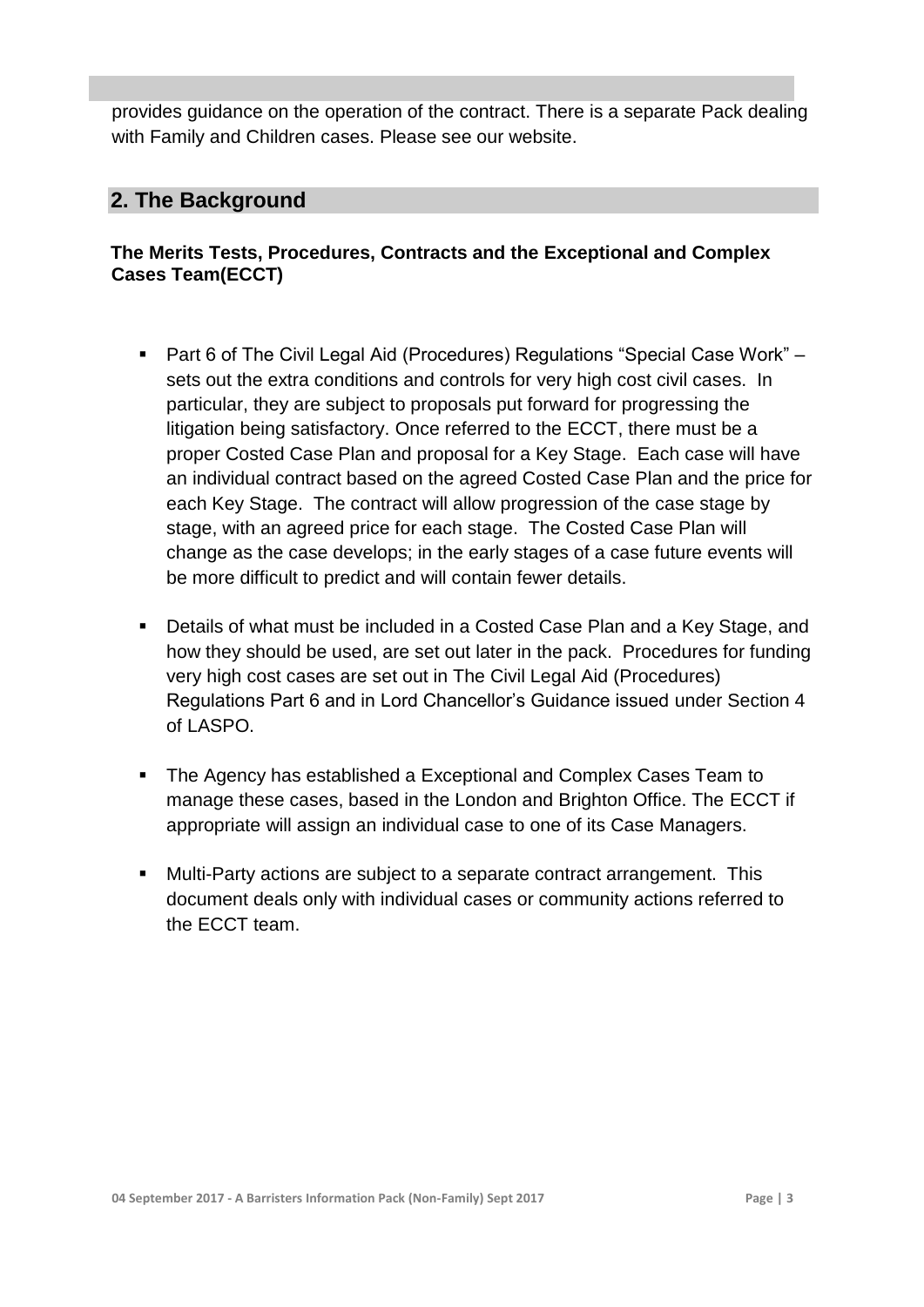provides guidance on the operation of the contract. There is a separate Pack dealing with Family and Children cases. Please see our website.

## 2. The Background

### The Merits Tests, Procedures, Contracts and the Exceptional and Complex Cases Team(ECCT)

- Part 6 of The Civil Legal Aid (Procedures) Regulations "Special Case Work" – sets out the extra conditions and controls for very high cost civil cases. In particular, they are subject to proposals put forward for progressing the litigation being satisfactory. Once referred to the ECCT, there must be a proper Costed Case Plan and proposal for a Key Stage. Each case will have an individual contract based on the agreed Costed Case Plan and the price for each Key Stage. The contract will allow progression of the case stage by stage, with an agreed price for each stage. The Costed Case Plan will change as the case develops; in the early stages of a case future events will be more difficult to predict and will contain fewer details.

- Details of what must be included in a Costed Case Plan and a Key Stage, and how they should be used, are set out later in the pack. Procedures for funding very high cost cases are set out in The Civil Legal Aid (Procedures) Regulations Part 6 and in Lord Chancellor's Guidance issued under Section 4 of LASPO.

- The Agency has established a Exceptional and Complex Cases Team to manage these cases, based in the London and Brighton Office. The ECCT if appropriate will assign an individual case to one of its Case Managers.

- Multi-Party actions are subject to a separate contract arrangement. This document deals only with individual cases or community actions referred to the ECCT team.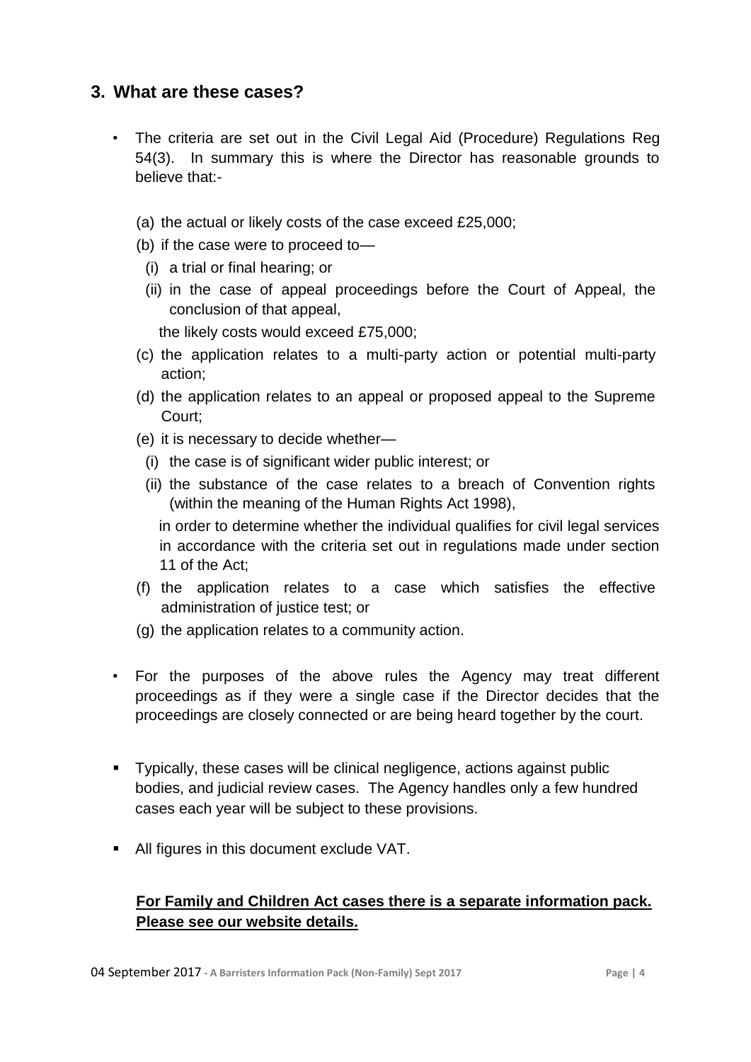## 3. What are these cases?

- The criteria are set out in the Civil Legal Aid (Procedure) Regulations Reg 54(3). In summary this is where the Director has reasonable grounds to believe that:-

  (a) the actual or likely costs of the case exceed £25,000;

  (b) if the case were to proceed to—

    (i) a trial or final hearing; or

    (ii) in the case of appeal proceedings before the Court of Appeal, the conclusion of that appeal,

    the likely costs would exceed £75,000;

  (c) the application relates to a multi-party action or potential multi-party action;

  (d) the application relates to an appeal or proposed appeal to the Supreme Court;

  (e) it is necessary to decide whether—

    (i) the case is of significant wider public interest; or

    (ii) the substance of the case relates to a breach of Convention rights (within the meaning of the Human Rights Act 1998),

    in order to determine whether the individual qualifies for civil legal services in accordance with the criteria set out in regulations made under section 11 of the Act;

  (f) the application relates to a case which satisfies the effective administration of justice test; or

  (g) the application relates to a community action.

- For the purposes of the above rules the Agency may treat different proceedings as if they were a single case if the Director decides that the proceedings are closely connected or are being heard together by the court.

- Typically, these cases will be clinical negligence, actions against public bodies, and judicial review cases. The Agency handles only a few hundred cases each year will be subject to these provisions.

- All figures in this document exclude VAT.

**For Family and Children Act cases there is a separate information pack. Please see our website details.**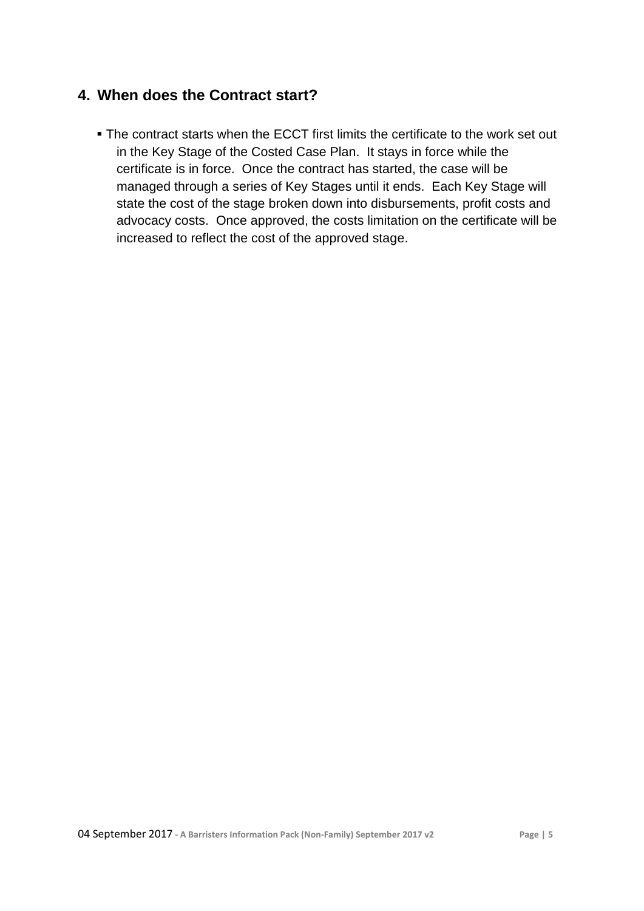## 4. When does the Contract start?

- The contract starts when the ECCT first limits the certificate to the work set out in the Key Stage of the Costed Case Plan. It stays in force while the certificate is in force. Once the contract has started, the case will be managed through a series of Key Stages until it ends. Each Key Stage will state the cost of the stage broken down into disbursements, profit costs and advocacy costs. Once approved, the costs limitation on the certificate will be increased to reflect the cost of the approved stage.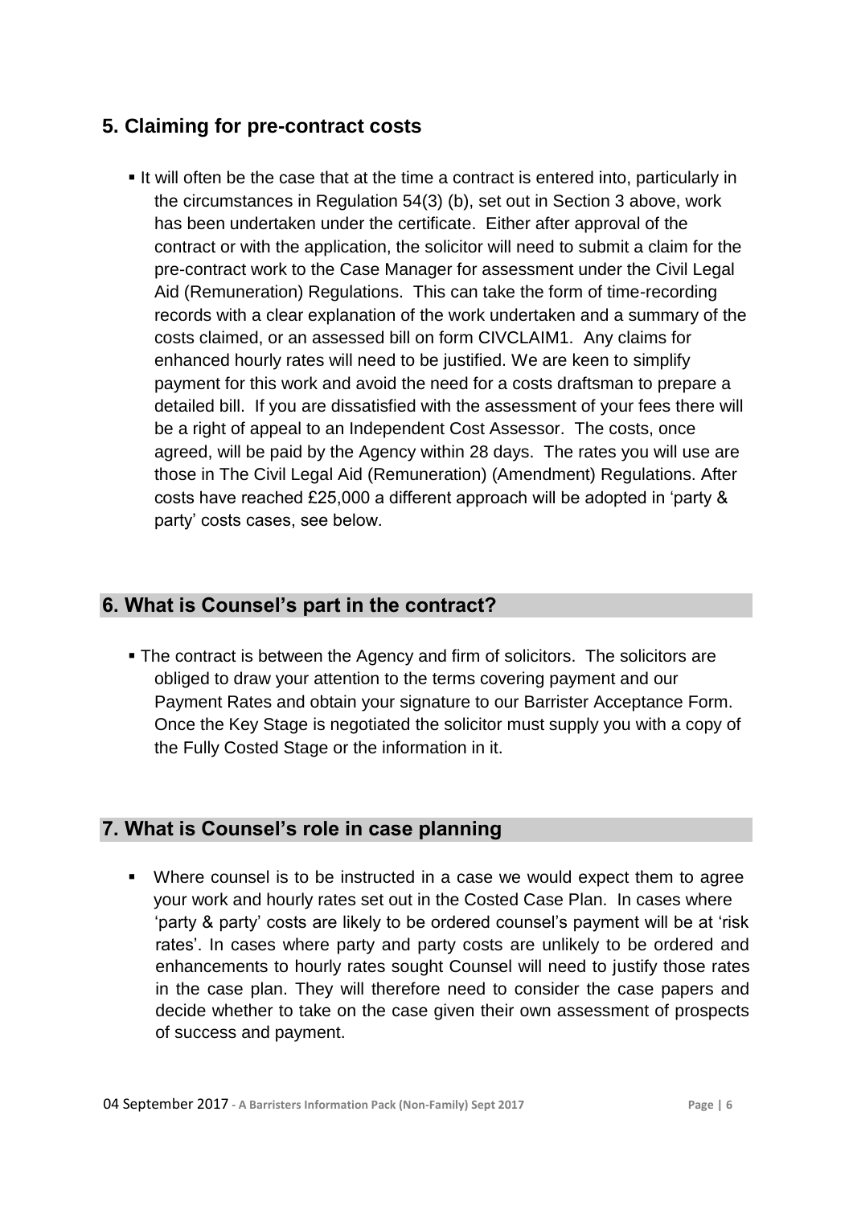## 5. Claiming for pre-contract costs

- It will often be the case that at the time a contract is entered into, particularly in the circumstances in Regulation 54(3) (b), set out in Section 3 above, work has been undertaken under the certificate. Either after approval of the contract or with the application, the solicitor will need to submit a claim for the pre-contract work to the Case Manager for assessment under the Civil Legal Aid (Remuneration) Regulations. This can take the form of time-recording records with a clear explanation of the work undertaken and a summary of the costs claimed, or an assessed bill on form CIVCLAIM1. Any claims for enhanced hourly rates will need to be justified. We are keen to simplify payment for this work and avoid the need for a costs draftsman to prepare a detailed bill. If you are dissatisfied with the assessment of your fees there will be a right of appeal to an Independent Cost Assessor. The costs, once agreed, will be paid by the Agency within 28 days. The rates you will use are those in The Civil Legal Aid (Remuneration) (Amendment) Regulations. After costs have reached £25,000 a different approach will be adopted in 'party & party' costs cases, see below.

## 6. What is Counsel's part in the contract?

- The contract is between the Agency and firm of solicitors. The solicitors are obliged to draw your attention to the terms covering payment and our Payment Rates and obtain your signature to our Barrister Acceptance Form. Once the Key Stage is negotiated the solicitor must supply you with a copy of the Fully Costed Stage or the information in it.

## 7. What is Counsel's role in case planning

- Where counsel is to be instructed in a case we would expect them to agree your work and hourly rates set out in the Costed Case Plan. In cases where 'party & party' costs are likely to be ordered counsel's payment will be at 'risk rates'. In cases where party and party costs are unlikely to be ordered and enhancements to hourly rates sought Counsel will need to justify those rates in the case plan. They will therefore need to consider the case papers and decide whether to take on the case given their own assessment of prospects of success and payment.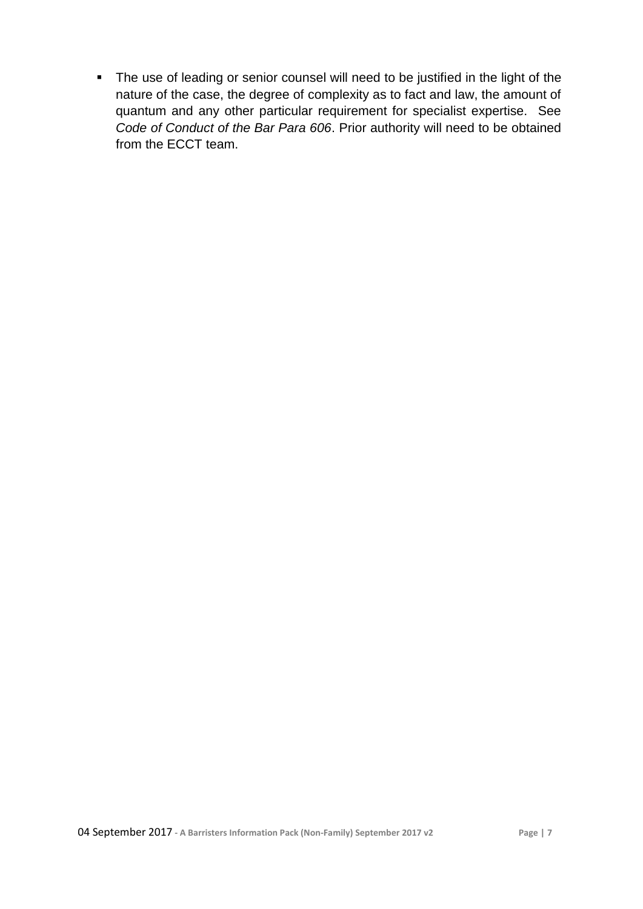- The use of leading or senior counsel will need to be justified in the light of the nature of the case, the degree of complexity as to fact and law, the amount of quantum and any other particular requirement for specialist expertise. See *Code of Conduct of the Bar Para 606*. Prior authority will need to be obtained from the ECCT team.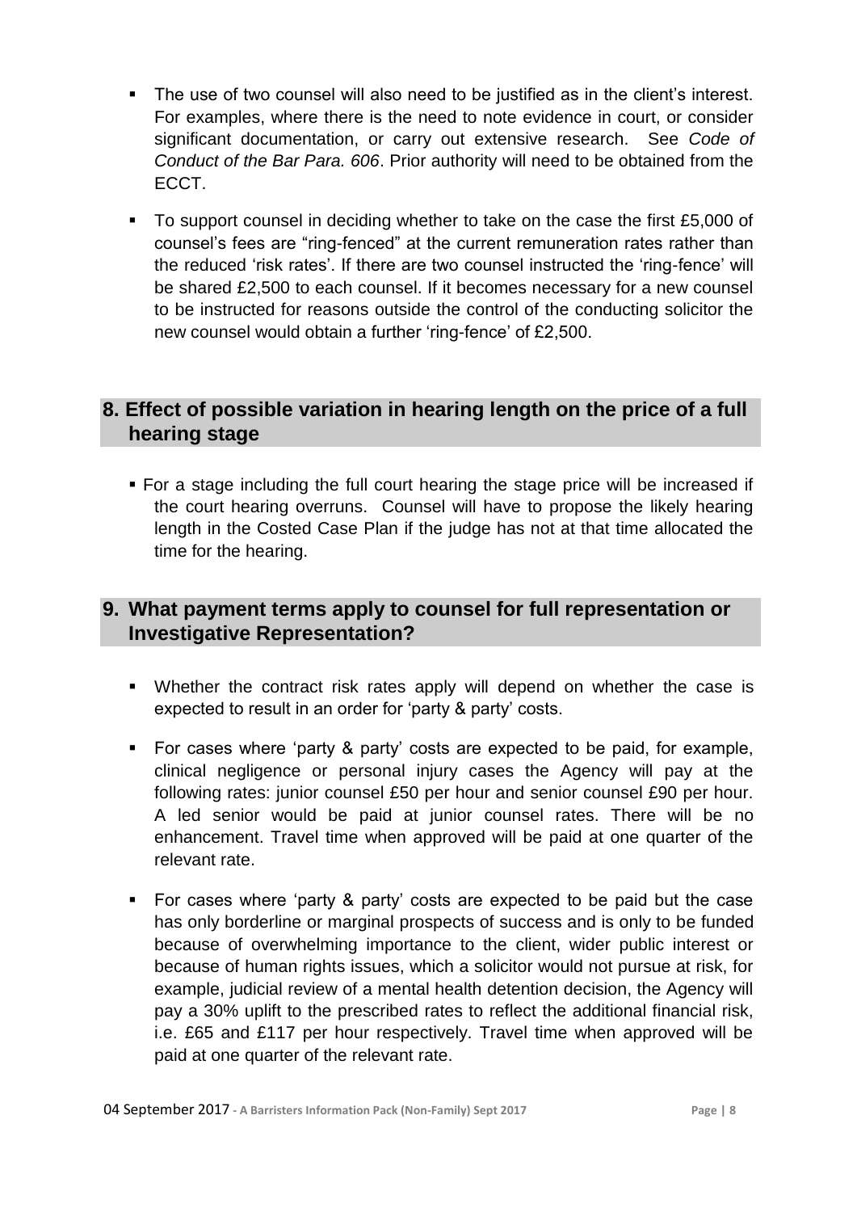- The use of two counsel will also need to be justified as in the client's interest. For examples, where there is the need to note evidence in court, or consider significant documentation, or carry out extensive research. See *Code of Conduct of the Bar Para. 606*. Prior authority will need to be obtained from the ECCT.
- To support counsel in deciding whether to take on the case the first £5,000 of counsel's fees are "ring-fenced" at the current remuneration rates rather than the reduced 'risk rates'. If there are two counsel instructed the 'ring-fence' will be shared £2,500 to each counsel. If it becomes necessary for a new counsel to be instructed for reasons outside the control of the conducting solicitor the new counsel would obtain a further 'ring-fence' of £2,500.

## 8. Effect of possible variation in hearing length on the price of a full hearing stage

- For a stage including the full court hearing the stage price will be increased if the court hearing overruns. Counsel will have to propose the likely hearing length in the Costed Case Plan if the judge has not at that time allocated the time for the hearing.

## 9. What payment terms apply to counsel for full representation or Investigative Representation?

- Whether the contract risk rates apply will depend on whether the case is expected to result in an order for 'party & party' costs.
- For cases where 'party & party' costs are expected to be paid, for example, clinical negligence or personal injury cases the Agency will pay at the following rates: junior counsel £50 per hour and senior counsel £90 per hour. A led senior would be paid at junior counsel rates. There will be no enhancement. Travel time when approved will be paid at one quarter of the relevant rate.
- For cases where 'party & party' costs are expected to be paid but the case has only borderline or marginal prospects of success and is only to be funded because of overwhelming importance to the client, wider public interest or because of human rights issues, which a solicitor would not pursue at risk, for example, judicial review of a mental health detention decision, the Agency will pay a 30% uplift to the prescribed rates to reflect the additional financial risk, i.e. £65 and £117 per hour respectively. Travel time when approved will be paid at one quarter of the relevant rate.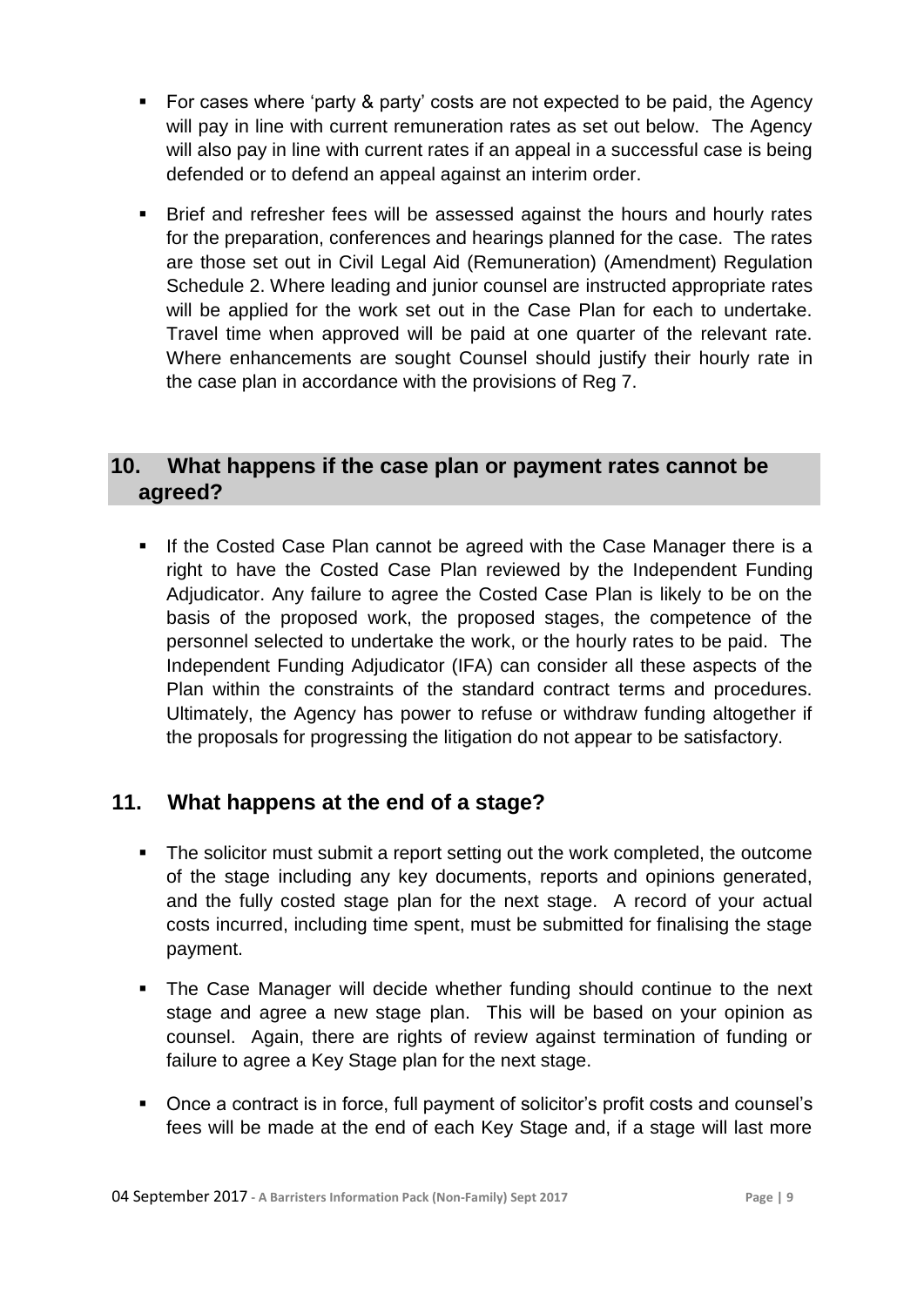- For cases where 'party & party' costs are not expected to be paid, the Agency will pay in line with current remuneration rates as set out below. The Agency will also pay in line with current rates if an appeal in a successful case is being defended or to defend an appeal against an interim order.
- Brief and refresher fees will be assessed against the hours and hourly rates for the preparation, conferences and hearings planned for the case. The rates are those set out in Civil Legal Aid (Remuneration) (Amendment) Regulation Schedule 2. Where leading and junior counsel are instructed appropriate rates will be applied for the work set out in the Case Plan for each to undertake. Travel time when approved will be paid at one quarter of the relevant rate. Where enhancements are sought Counsel should justify their hourly rate in the case plan in accordance with the provisions of Reg 7.

## 10. What happens if the case plan or payment rates cannot be agreed?

- If the Costed Case Plan cannot be agreed with the Case Manager there is a right to have the Costed Case Plan reviewed by the Independent Funding Adjudicator. Any failure to agree the Costed Case Plan is likely to be on the basis of the proposed work, the proposed stages, the competence of the personnel selected to undertake the work, or the hourly rates to be paid. The Independent Funding Adjudicator (IFA) can consider all these aspects of the Plan within the constraints of the standard contract terms and procedures. Ultimately, the Agency has power to refuse or withdraw funding altogether if the proposals for progressing the litigation do not appear to be satisfactory.

## 11. What happens at the end of a stage?

- The solicitor must submit a report setting out the work completed, the outcome of the stage including any key documents, reports and opinions generated, and the fully costed stage plan for the next stage. A record of your actual costs incurred, including time spent, must be submitted for finalising the stage payment.
- The Case Manager will decide whether funding should continue to the next stage and agree a new stage plan. This will be based on your opinion as counsel. Again, there are rights of review against termination of funding or failure to agree a Key Stage plan for the next stage.
- Once a contract is in force, full payment of solicitor's profit costs and counsel's fees will be made at the end of each Key Stage and, if a stage will last more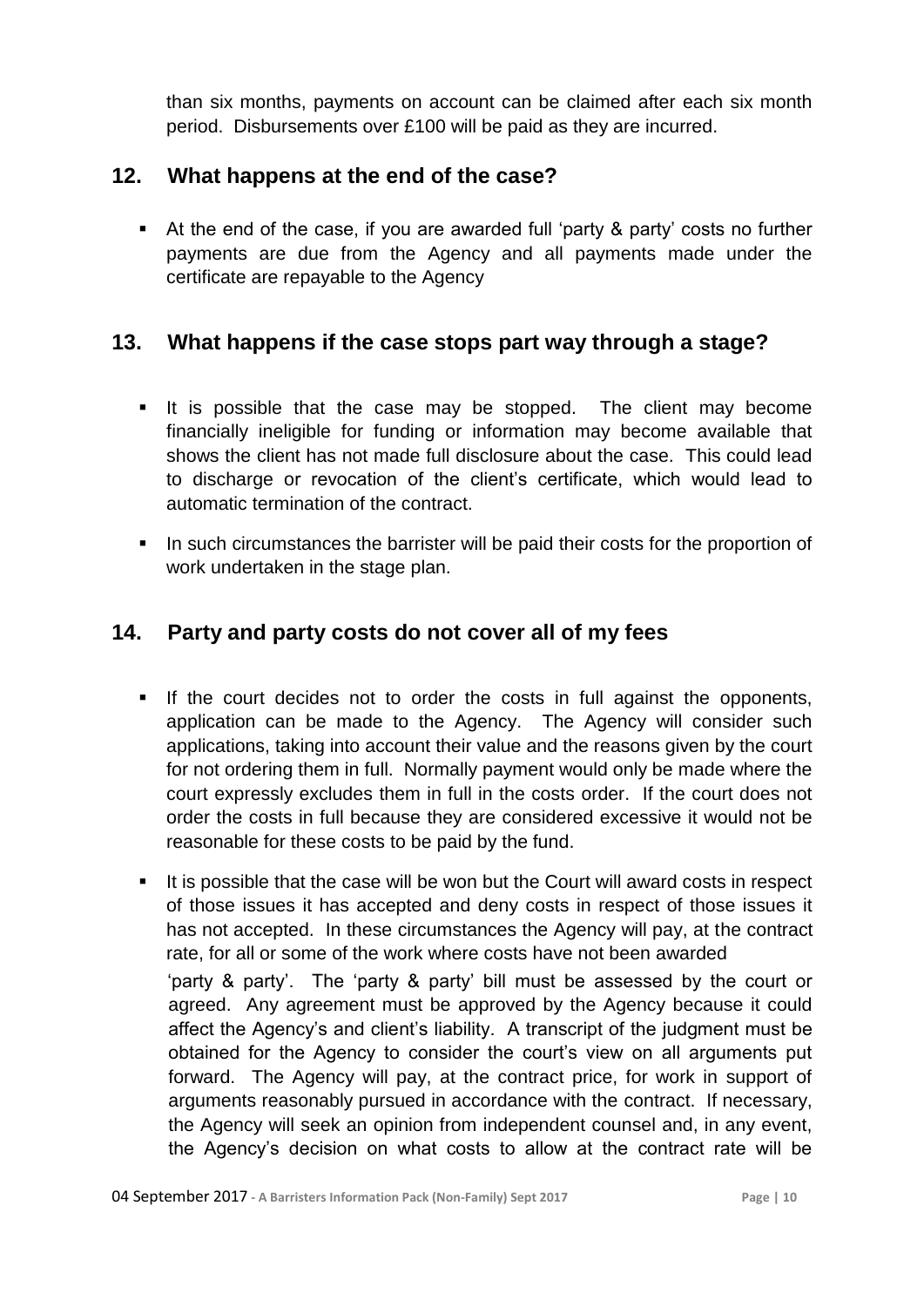than six months, payments on account can be claimed after each six month period. Disbursements over £100 will be paid as they are incurred.

## 12. What happens at the end of the case?

- At the end of the case, if you are awarded full 'party & party' costs no further payments are due from the Agency and all payments made under the certificate are repayable to the Agency

## 13. What happens if the case stops part way through a stage?

- It is possible that the case may be stopped. The client may become financially ineligible for funding or information may become available that shows the client has not made full disclosure about the case. This could lead to discharge or revocation of the client's certificate, which would lead to automatic termination of the contract.
- In such circumstances the barrister will be paid their costs for the proportion of work undertaken in the stage plan.

## 14. Party and party costs do not cover all of my fees

- If the court decides not to order the costs in full against the opponents, application can be made to the Agency. The Agency will consider such applications, taking into account their value and the reasons given by the court for not ordering them in full. Normally payment would only be made where the court expressly excludes them in full in the costs order. If the court does not order the costs in full because they are considered excessive it would not be reasonable for these costs to be paid by the fund.
- It is possible that the case will be won but the Court will award costs in respect of those issues it has accepted and deny costs in respect of those issues it has not accepted. In these circumstances the Agency will pay, at the contract rate, for all or some of the work where costs have not been awarded 'party & party'. The 'party & party' bill must be assessed by the court or agreed. Any agreement must be approved by the Agency because it could affect the Agency's and client's liability. A transcript of the judgment must be obtained for the Agency to consider the court's view on all arguments put forward. The Agency will pay, at the contract price, for work in support of arguments reasonably pursued in accordance with the contract. If necessary, the Agency will seek an opinion from independent counsel and, in any event, the Agency's decision on what costs to allow at the contract rate will be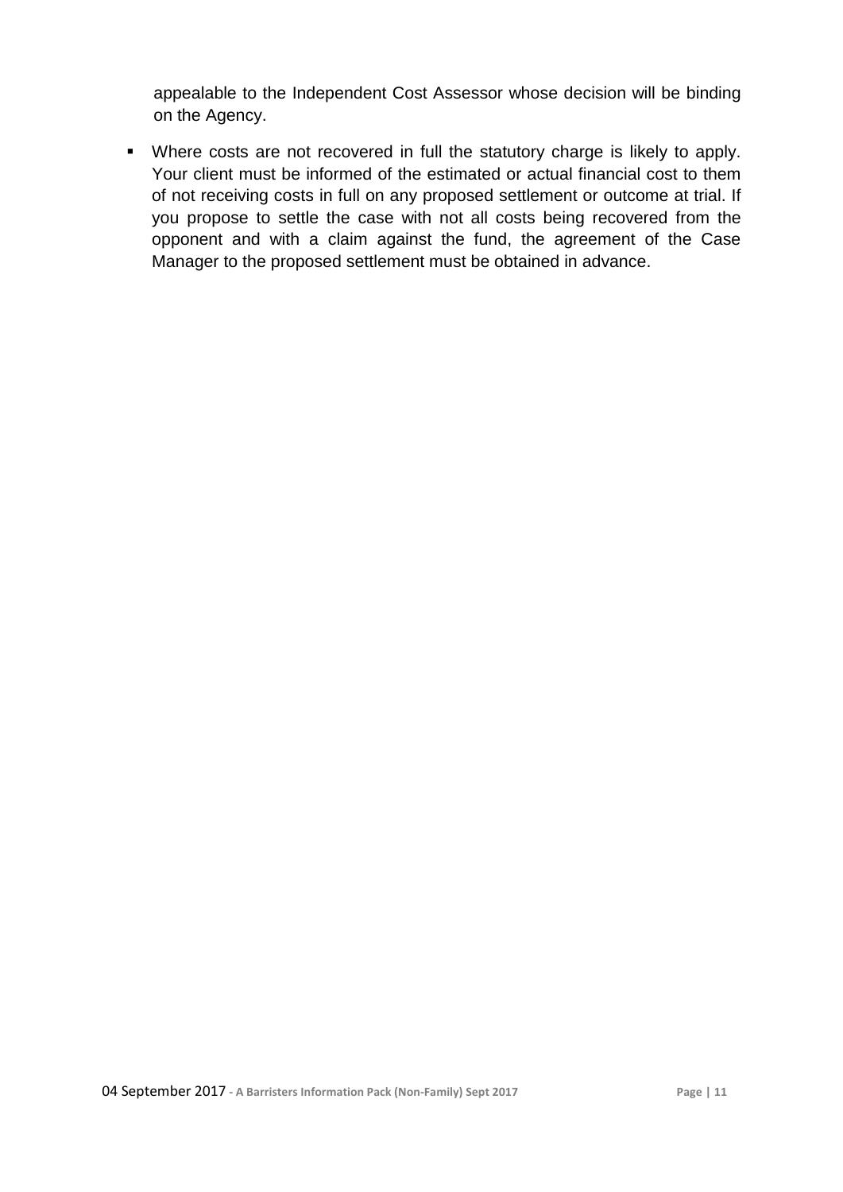appealable to the Independent Cost Assessor whose decision will be binding on the Agency.

- Where costs are not recovered in full the statutory charge is likely to apply. Your client must be informed of the estimated or actual financial cost to them of not receiving costs in full on any proposed settlement or outcome at trial. If you propose to settle the case with not all costs being recovered from the opponent and with a claim against the fund, the agreement of the Case Manager to the proposed settlement must be obtained in advance.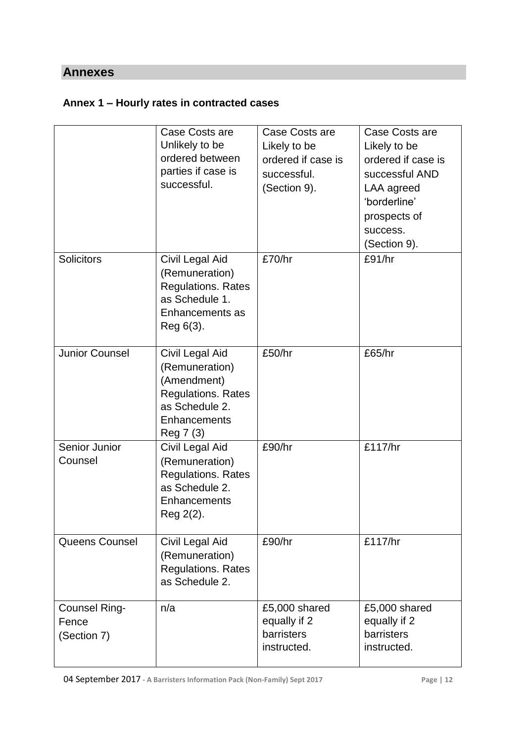## Annexes

### Annex 1 – Hourly rates in contracted cases

| | Case Costs are Unlikely to be ordered between parties if case is successful. | Case Costs are Likely to be ordered if case is successful. (Section 9). | Case Costs are Likely to be ordered if case is successful AND LAA agreed 'borderline' prospects of success. (Section 9). |
|---|---|---|---|
| Solicitors | Civil Legal Aid (Remuneration) Regulations. Rates as Schedule 1. Enhancements as Reg 6(3). | £70/hr | £91/hr |
| Junior Counsel | Civil Legal Aid (Remuneration) (Amendment) Regulations. Rates as Schedule 2. Enhancements Reg 7 (3) | £50/hr | £65/hr |
| Senior Junior Counsel | Civil Legal Aid (Remuneration) Regulations. Rates as Schedule 2. Enhancements Reg 2(2). | £90/hr | £117/hr |
| Queens Counsel | Civil Legal Aid (Remuneration) Regulations. Rates as Schedule 2. | £90/hr | £117/hr |
| Counsel Ring-Fence (Section 7) | n/a | £5,000 shared equally if 2 barristers instructed. | £5,000 shared equally if 2 barristers instructed. |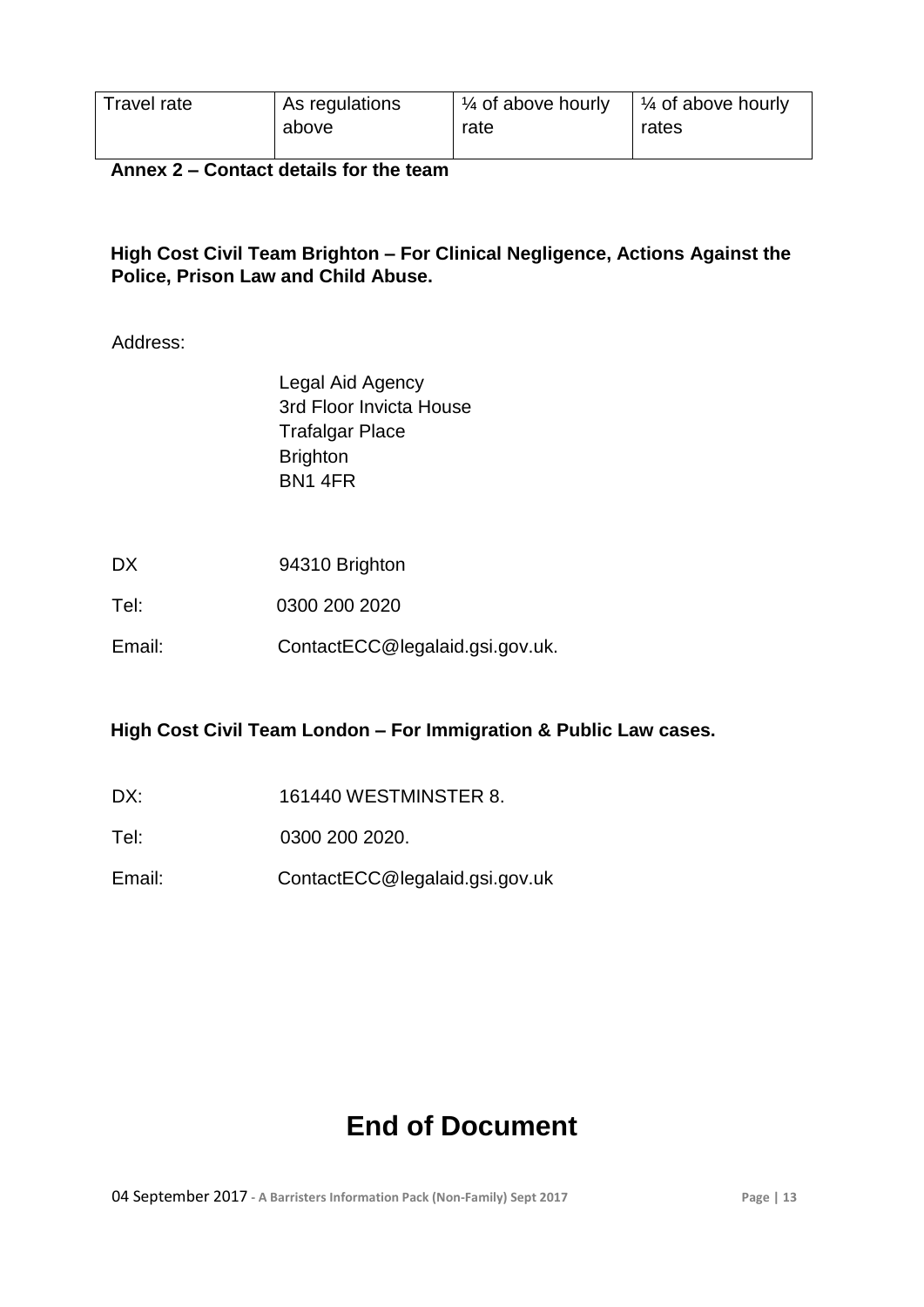| | | | |
|---|---|---|---|
| Travel rate | As regulations above | ¼ of above hourly rate | ¼ of above hourly rates |

**Annex 2 – Contact details for the team**

**High Cost Civil Team Brighton – For Clinical Negligence, Actions Against the Police, Prison Law and Child Abuse.**

Address:

Legal Aid Agency
3rd Floor Invicta House
Trafalgar Place
Brighton
BN1 4FR

DX 94310 Brighton

Tel: 0300 200 2020

Email: ContactECC@legalaid.gsi.gov.uk.

**High Cost Civil Team London – For Immigration & Public Law cases.**

DX: 161440 WESTMINSTER 8.

Tel: 0300 200 2020.

Email: ContactECC@legalaid.gsi.gov.uk

# End of Document